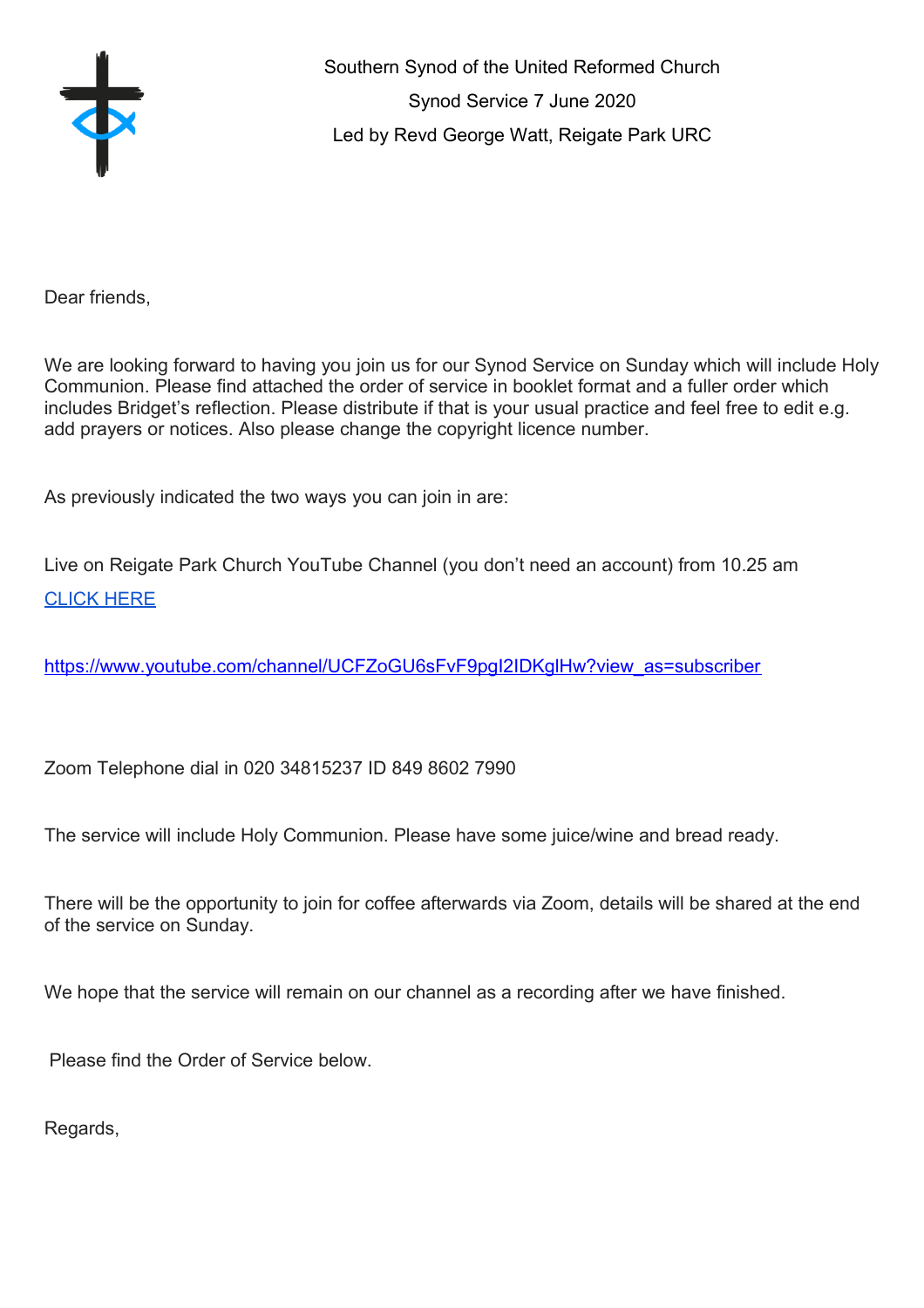Southern Synod of the United Reformed Church

Synod Service 7 June 2020

Led by Revd George Watt, Reigate Park URC

Dear friends,

We are looking forward to having you join us for our Synod Service on Sunday which will include Holy Communion. Please find attached the order of service in booklet format and a fuller order which includes Bridget's reflection. Please distribute if that is your usual practice and feel free to edit e.g. add prayers or notices. Also please change the copyright licence number.

As previously indicated the two ways you can join in are:

Live on Reigate Park Church YouTube Channel (you don't need an account) from 10.25 am

[CLICK HERE](https://www.youtube.com/channel/UCFZoGU6sFvF9pgI2IDKglHw?view_as=subscriber)

https://www.youtube.com/channel/UCFZoGU6sFvF9pgI2IDKglHw?view_as=subscriber

Zoom Telephone dial in 020 34815237 ID 849 8602 7990

The service will include Holy Communion. Please have some juice/wine and bread ready.

There will be the opportunity to join for coffee afterwards via Zoom, details will be shared at the end of the service on Sunday.

We hope that the service will remain on our channel as a recording after we have finished.

Please find the Order of Service below.

Regards,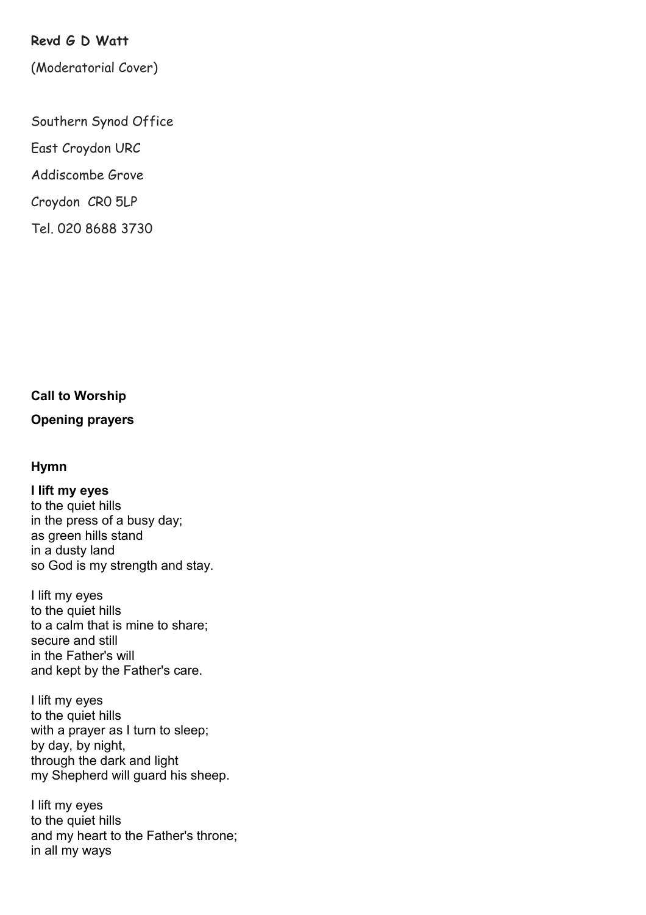**Revd G D Watt**

(Moderatorial Cover)

Southern Synod Office

East Croydon URC

Addiscombe Grove

Croydon CR0 5LP

Tel. 020 8688 3730

**Call to Worship**

**Opening prayers**

**Hymn**

**I lift my eyes**  
to the quiet hills  
in the press of a busy day;  
as green hills stand  
in a dusty land  
so God is my strength and stay.

I lift my eyes  
to the quiet hills  
to a calm that is mine to share;  
secure and still  
in the Father's will  
and kept by the Father's care.

I lift my eyes  
to the quiet hills  
with a prayer as I turn to sleep;  
by day, by night,  
through the dark and light  
my Shepherd will guard his sheep.

I lift my eyes  
to the quiet hills  
and my heart to the Father's throne;  
in all my ways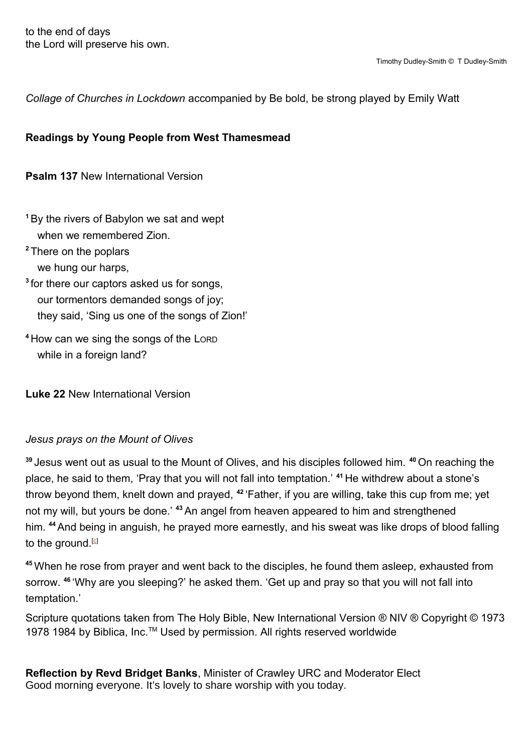to the end of days
the Lord will preserve his own.

Timothy Dudley-Smith © T Dudley-Smith

*Collage of Churches in Lockdown* accompanied by Be bold, be strong played by Emily Watt

**Readings by Young People from West Thamesmead**

**Psalm 137** New International Version

[1] By the rivers of Babylon we sat and wept
when we remembered Zion.
[2] There on the poplars
we hung our harps,
[3] for there our captors asked us for songs,
our tormentors demanded songs of joy;
they said, 'Sing us one of the songs of Zion!'

[4] How can we sing the songs of the LORD
while in a foreign land?

**Luke 22** New International Version

*Jesus prays on the Mount of Olives*

[39] Jesus went out as usual to the Mount of Olives, and his disciples followed him. [40] On reaching the place, he said to them, 'Pray that you will not fall into temptation.' [41] He withdrew about a stone's throw beyond them, knelt down and prayed, [42] 'Father, if you are willing, take this cup from me; yet not my will, but yours be done.' [43] An angel from heaven appeared to him and strengthened him. [44] And being in anguish, he prayed more earnestly, and his sweat was like drops of blood falling to the ground.[c]

[45] When he rose from prayer and went back to the disciples, he found them asleep, exhausted from sorrow. [46] 'Why are you sleeping?' he asked them. 'Get up and pray so that you will not fall into temptation.'

Scripture quotations taken from The Holy Bible, New International Version ® NIV ® Copyright © 1973 1978 1984 by Biblica, Inc.™ Used by permission. All rights reserved worldwide

**Reflection by Revd Bridget Banks**, Minister of Crawley URC and Moderator Elect
Good morning everyone. It's lovely to share worship with you today.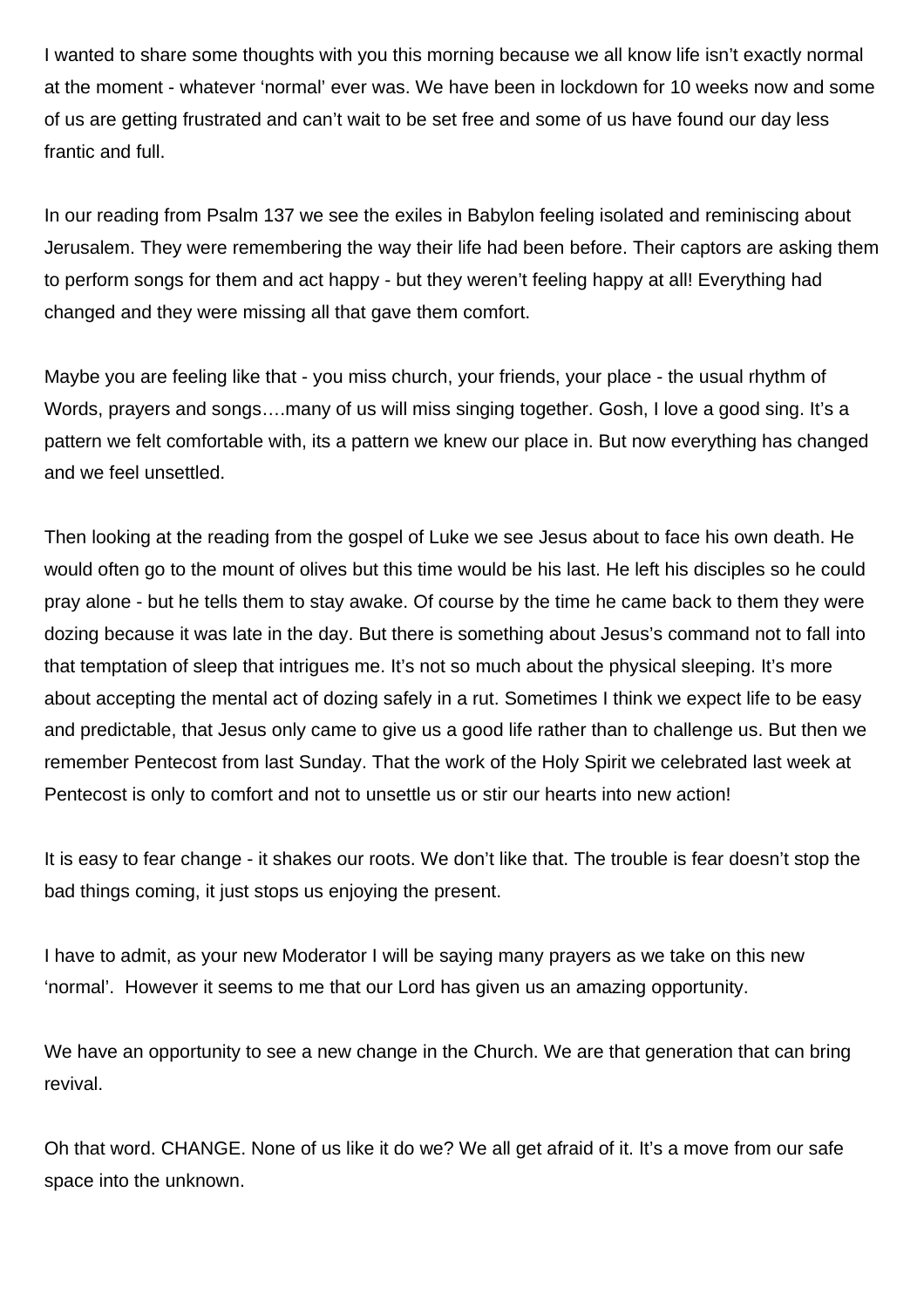I wanted to share some thoughts with you this morning because we all know life isn't exactly normal at the moment - whatever 'normal' ever was. We have been in lockdown for 10 weeks now and some of us are getting frustrated and can't wait to be set free and some of us have found our day less frantic and full.

In our reading from Psalm 137 we see the exiles in Babylon feeling isolated and reminiscing about Jerusalem. They were remembering the way their life had been before. Their captors are asking them to perform songs for them and act happy - but they weren't feeling happy at all! Everything had changed and they were missing all that gave them comfort.

Maybe you are feeling like that - you miss church, your friends, your place - the usual rhythm of Words, prayers and songs….many of us will miss singing together. Gosh, I love a good sing. It's a pattern we felt comfortable with, its a pattern we knew our place in. But now everything has changed and we feel unsettled.

Then looking at the reading from the gospel of Luke we see Jesus about to face his own death. He would often go to the mount of olives but this time would be his last. He left his disciples so he could pray alone - but he tells them to stay awake. Of course by the time he came back to them they were dozing because it was late in the day. But there is something about Jesus's command not to fall into that temptation of sleep that intrigues me. It's not so much about the physical sleeping. It's more about accepting the mental act of dozing safely in a rut. Sometimes I think we expect life to be easy and predictable, that Jesus only came to give us a good life rather than to challenge us. But then we remember Pentecost from last Sunday. That the work of the Holy Spirit we celebrated last week at Pentecost is only to comfort and not to unsettle us or stir our hearts into new action!

It is easy to fear change - it shakes our roots. We don't like that. The trouble is fear doesn't stop the bad things coming, it just stops us enjoying the present.

I have to admit, as your new Moderator I will be saying many prayers as we take on this new 'normal'. However it seems to me that our Lord has given us an amazing opportunity.

We have an opportunity to see a new change in the Church. We are that generation that can bring revival.

Oh that word. CHANGE. None of us like it do we? We all get afraid of it. It's a move from our safe space into the unknown.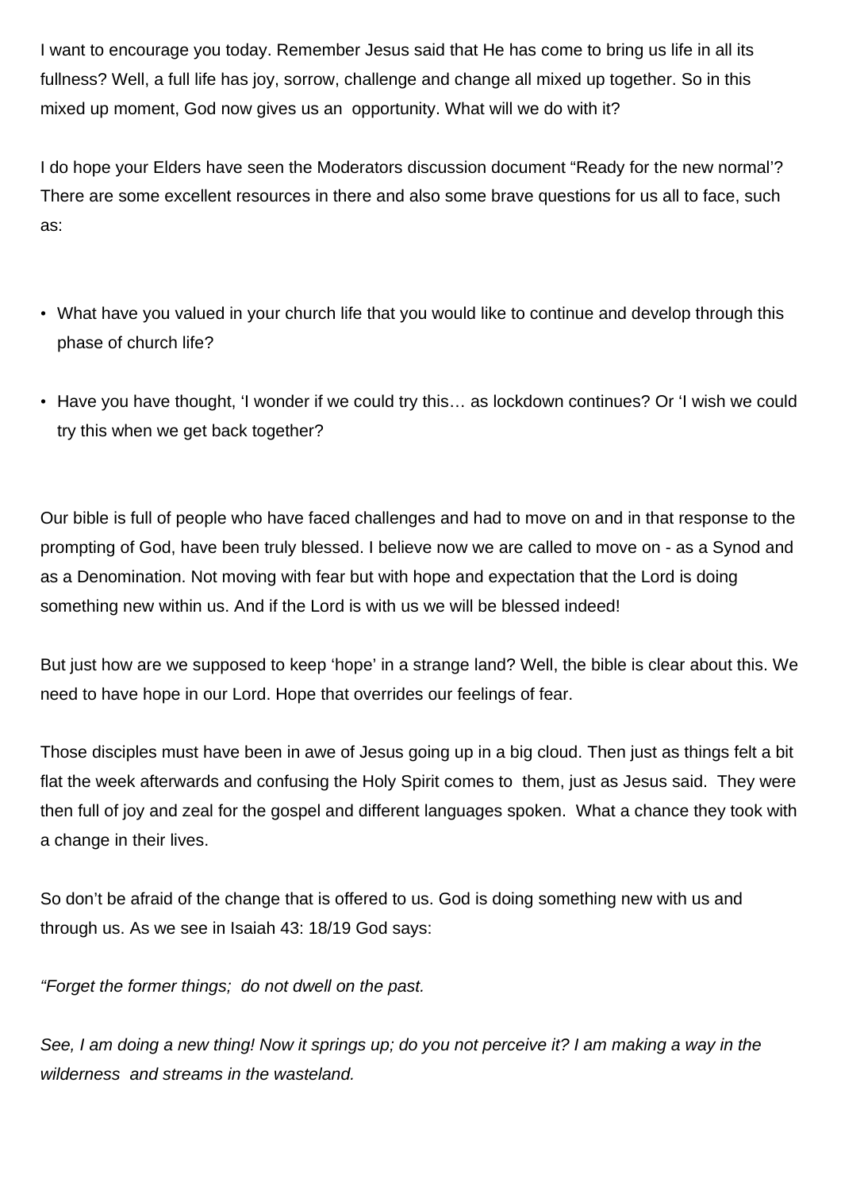I want to encourage you today. Remember Jesus said that He has come to bring us life in all its fullness? Well, a full life has joy, sorrow, challenge and change all mixed up together. So in this mixed up moment, God now gives us an  opportunity. What will we do with it?

I do hope your Elders have seen the Moderators discussion document "Ready for the new normal'? There are some excellent resources in there and also some brave questions for us all to face, such as:

- What have you valued in your church life that you would like to continue and develop through this phase of church life?
- Have you have thought, 'I wonder if we could try this… as lockdown continues? Or 'I wish we could try this when we get back together?

Our bible is full of people who have faced challenges and had to move on and in that response to the prompting of God, have been truly blessed. I believe now we are called to move on - as a Synod and as a Denomination. Not moving with fear but with hope and expectation that the Lord is doing something new within us. And if the Lord is with us we will be blessed indeed!

But just how are we supposed to keep 'hope' in a strange land? Well, the bible is clear about this. We need to have hope in our Lord. Hope that overrides our feelings of fear.

Those disciples must have been in awe of Jesus going up in a big cloud. Then just as things felt a bit flat the week afterwards and confusing the Holy Spirit comes to  them, just as Jesus said.  They were then full of joy and zeal for the gospel and different languages spoken.  What a chance they took with a change in their lives.

So don't be afraid of the change that is offered to us. God is doing something new with us and through us. As we see in Isaiah 43: 18/19 God says:

*"Forget the former things;  do not dwell on the past.*

*See, I am doing a new thing! Now it springs up; do you not perceive it? I am making a way in the wilderness  and streams in the wasteland.*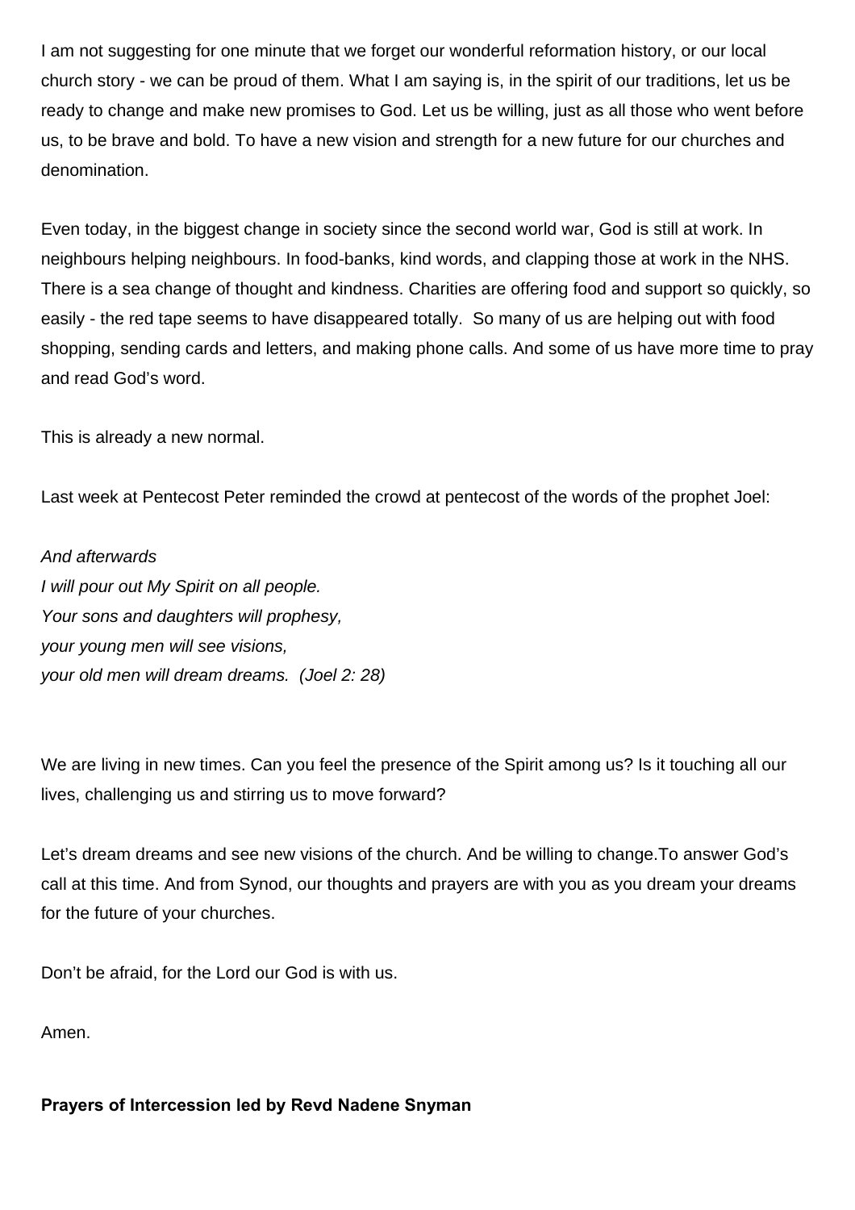I am not suggesting for one minute that we forget our wonderful reformation history, or our local church story - we can be proud of them. What I am saying is, in the spirit of our traditions, let us be ready to change and make new promises to God. Let us be willing, just as all those who went before us, to be brave and bold. To have a new vision and strength for a new future for our churches and denomination.

Even today, in the biggest change in society since the second world war, God is still at work. In neighbours helping neighbours. In food-banks, kind words, and clapping those at work in the NHS. There is a sea change of thought and kindness. Charities are offering food and support so quickly, so easily - the red tape seems to have disappeared totally. So many of us are helping out with food shopping, sending cards and letters, and making phone calls. And some of us have more time to pray and read God's word.

This is already a new normal.

Last week at Pentecost Peter reminded the crowd at pentecost of the words of the prophet Joel:

*And afterwards*
*I will pour out My Spirit on all people.*
*Your sons and daughters will prophesy,*
*your young men will see visions,*
*your old men will dream dreams. (Joel 2: 28)*

We are living in new times. Can you feel the presence of the Spirit among us? Is it touching all our lives, challenging us and stirring us to move forward?

Let's dream dreams and see new visions of the church. And be willing to change.To answer God's call at this time. And from Synod, our thoughts and prayers are with you as you dream your dreams for the future of your churches.

Don't be afraid, for the Lord our God is with us.

Amen.

**Prayers of Intercession led by Revd Nadene Snyman**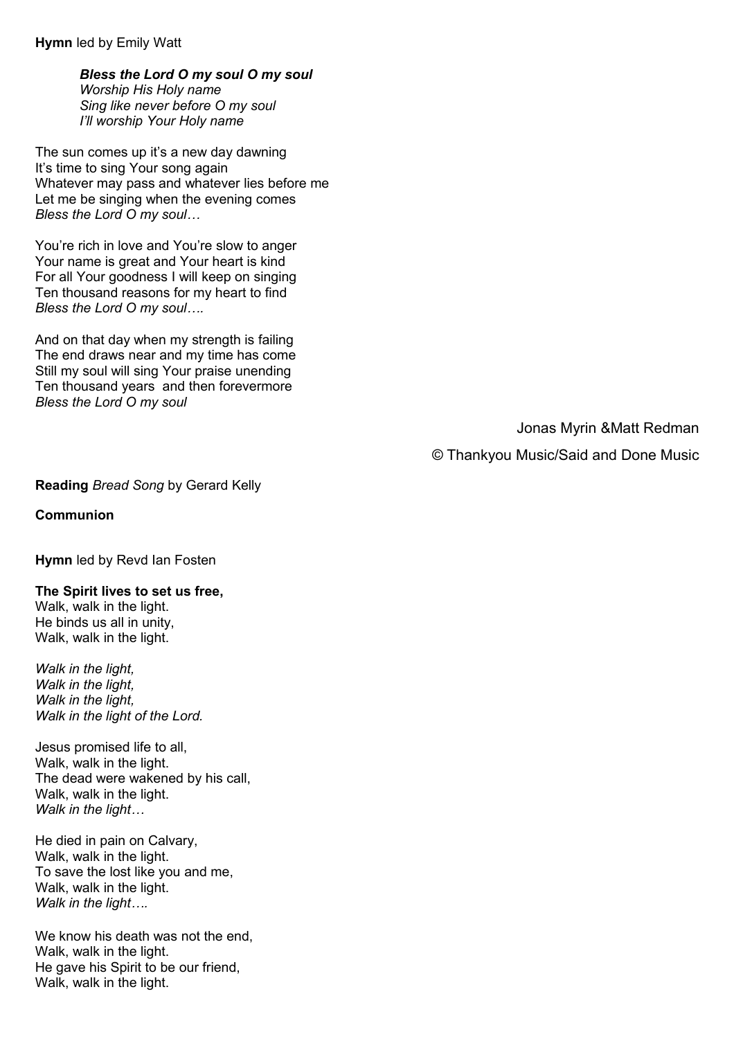**Hymn** led by Emily Watt

> ***Bless the Lord O my soul O my soul***
> *Worship His Holy name*
> *Sing like never before O my soul*
> *I'll worship Your Holy name*

The sun comes up it's a new day dawning
It's time to sing Your song again
Whatever may pass and whatever lies before me
Let me be singing when the evening comes
*Bless the Lord O my soul…*

You're rich in love and You're slow to anger
Your name is great and Your heart is kind
For all Your goodness I will keep on singing
Ten thousand reasons for my heart to find
*Bless the Lord O my soul….*

And on that day when my strength is failing
The end draws near and my time has come
Still my soul will sing Your praise unending
Ten thousand years and then forevermore
*Bless the Lord O my soul*

Jonas Myrin &Matt Redman

© Thankyou Music/Said and Done Music

**Reading** *Bread Song* by Gerard Kelly

**Communion**

**Hymn** led by Revd Ian Fosten

**The Spirit lives to set us free,**
Walk, walk in the light.
He binds us all in unity,
Walk, walk in the light.

*Walk in the light,*
*Walk in the light,*
*Walk in the light,*
*Walk in the light of the Lord.*

Jesus promised life to all,
Walk, walk in the light.
The dead were wakened by his call,
Walk, walk in the light.
*Walk in the light…*

He died in pain on Calvary,
Walk, walk in the light.
To save the lost like you and me,
Walk, walk in the light.
*Walk in the light….*

We know his death was not the end,
Walk, walk in the light.
He gave his Spirit to be our friend,
Walk, walk in the light.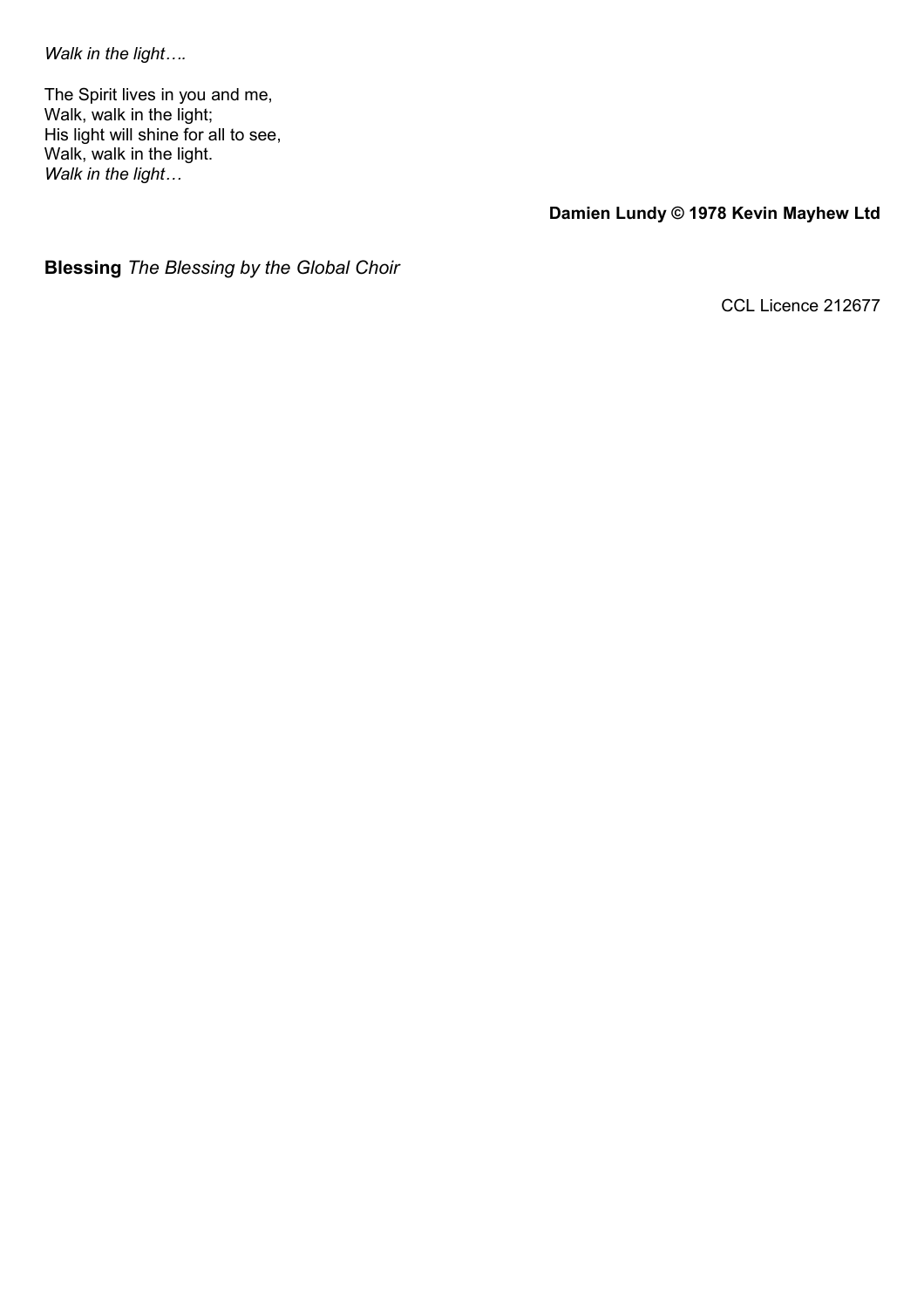*Walk in the light….*

The Spirit lives in you and me,
Walk, walk in the light;
His light will shine for all to see,
Walk, walk in the light.
*Walk in the light…*

**Damien Lundy © 1978 Kevin Mayhew Ltd**

**Blessing** *The Blessing by the Global Choir*

CCL Licence 212677